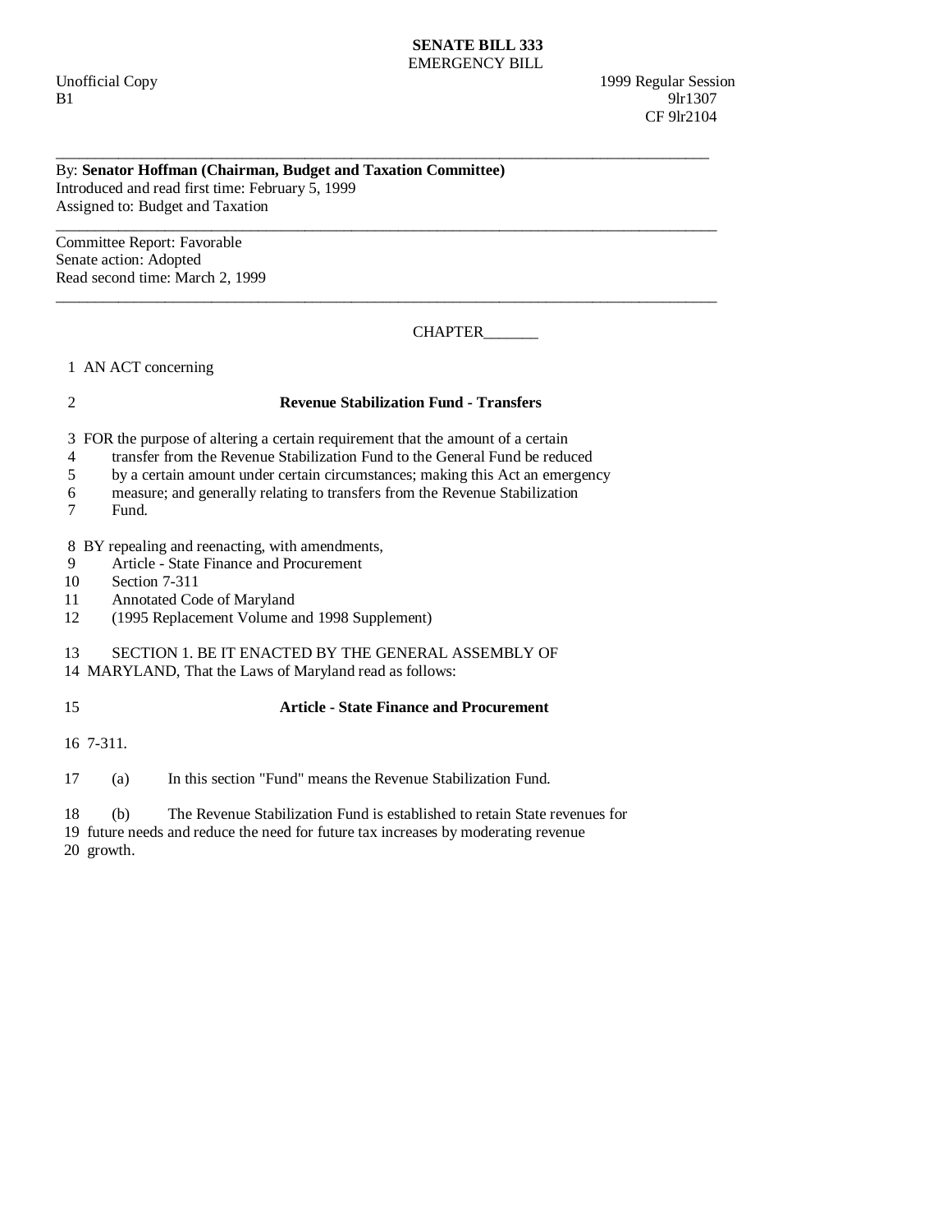**SENATE BILL 333**
EMERGENCY BILL

Unofficial Copy 1999 Regular Session
B1 9lr1307
CF 9lr2104

---

By: **Senator Hoffman (Chairman, Budget and Taxation Committee)**
Introduced and read first time: February 5, 1999
Assigned to: Budget and Taxation

---

Committee Report: Favorable
Senate action: Adopted
Read second time: March 2, 1999

---

CHAPTER_______

1 AN ACT concerning

2 **Revenue Stabilization Fund - Transfers**

3 FOR the purpose of altering a certain requirement that the amount of a certain
4 transfer from the Revenue Stabilization Fund to the General Fund be reduced
5 by a certain amount under certain circumstances; making this Act an emergency
6 measure; and generally relating to transfers from the Revenue Stabilization
7 Fund.

8 BY repealing and reenacting, with amendments,
9 Article - State Finance and Procurement
10 Section 7-311
11 Annotated Code of Maryland
12 (1995 Replacement Volume and 1998 Supplement)

13 SECTION 1. BE IT ENACTED BY THE GENERAL ASSEMBLY OF
14 MARYLAND, That the Laws of Maryland read as follows:

15 **Article - State Finance and Procurement**

16 7-311.

17 (a) In this section "Fund" means the Revenue Stabilization Fund.

18 (b) The Revenue Stabilization Fund is established to retain State revenues for
19 future needs and reduce the need for future tax increases by moderating revenue
20 growth.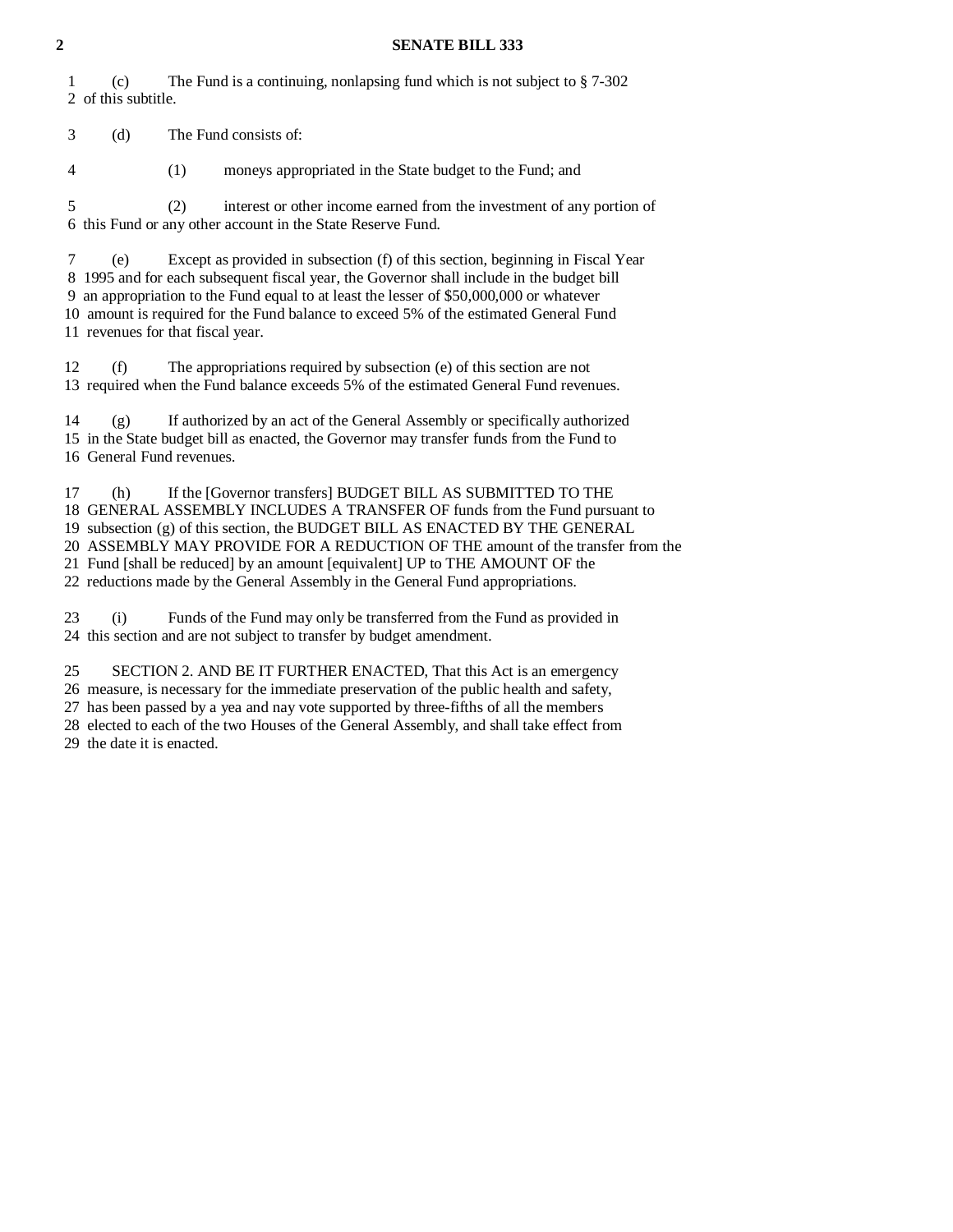(c) The Fund is a continuing, nonlapsing fund which is not subject to § 7-302 of this subtitle.

(d) The Fund consists of:

(1) moneys appropriated in the State budget to the Fund; and

(2) interest or other income earned from the investment of any portion of this Fund or any other account in the State Reserve Fund.

(e) Except as provided in subsection (f) of this section, beginning in Fiscal Year 1995 and for each subsequent fiscal year, the Governor shall include in the budget bill an appropriation to the Fund equal to at least the lesser of $50,000,000 or whatever amount is required for the Fund balance to exceed 5% of the estimated General Fund revenues for that fiscal year.

(f) The appropriations required by subsection (e) of this section are not required when the Fund balance exceeds 5% of the estimated General Fund revenues.

(g) If authorized by an act of the General Assembly or specifically authorized in the State budget bill as enacted, the Governor may transfer funds from the Fund to General Fund revenues.

(h) If the [Governor transfers] BUDGET BILL AS SUBMITTED TO THE GENERAL ASSEMBLY INCLUDES A TRANSFER OF funds from the Fund pursuant to subsection (g) of this section, the BUDGET BILL AS ENACTED BY THE GENERAL ASSEMBLY MAY PROVIDE FOR A REDUCTION OF THE amount of the transfer from the Fund [shall be reduced] by an amount [equivalent] UP to THE AMOUNT OF the reductions made by the General Assembly in the General Fund appropriations.

(i) Funds of the Fund may only be transferred from the Fund as provided in this section and are not subject to transfer by budget amendment.

SECTION 2. AND BE IT FURTHER ENACTED, That this Act is an emergency measure, is necessary for the immediate preservation of the public health and safety, has been passed by a yea and nay vote supported by three-fifths of all the members elected to each of the two Houses of the General Assembly, and shall take effect from the date it is enacted.